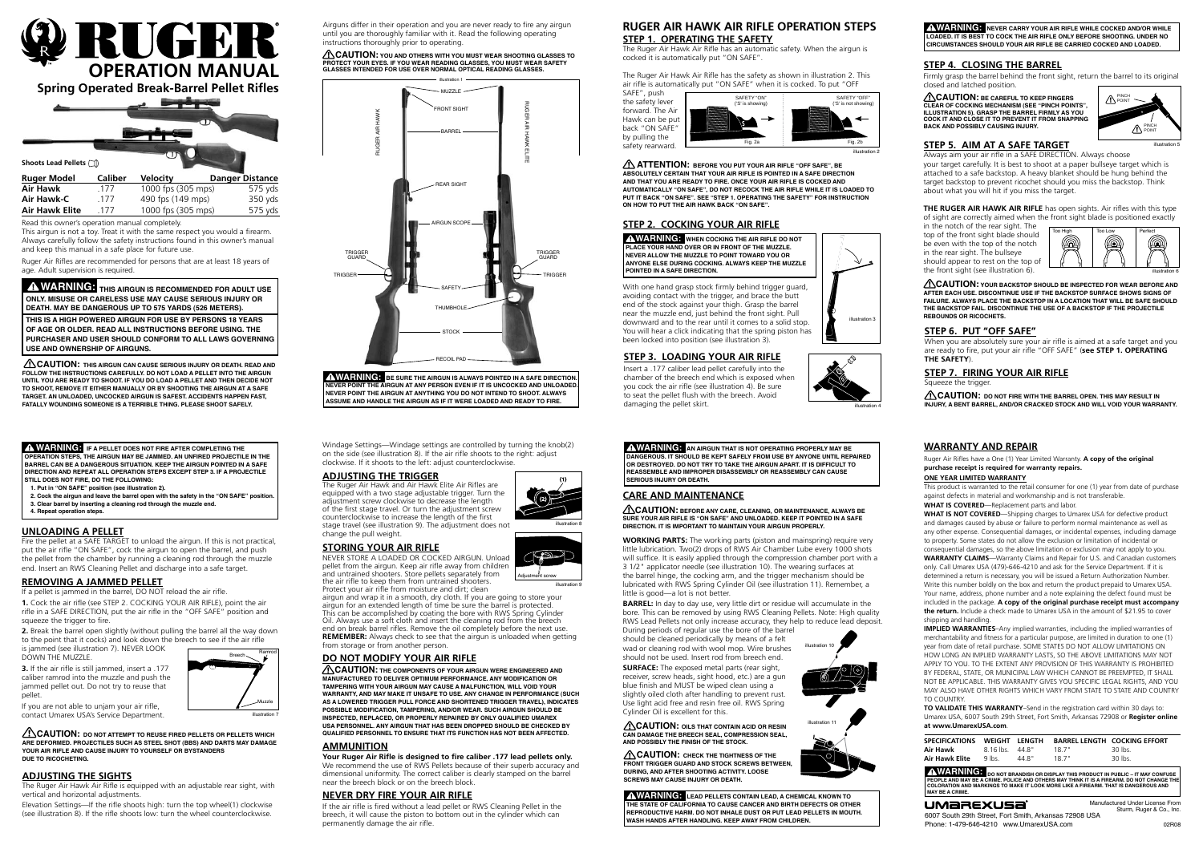# RUGER® OPERATION MANUAL

## Spring Operated Break-Barrel Pellet Rifles

**Shoots Lead Pellets**

| Ruger Model | Caliber | Velocity | Danger Distance |
|---|---|---|---|
| Air Hawk | .177 | 1000 fps (305 mps) | 575 yds |
| Air Hawk-C | .177 | 490 fps (149 mps) | 350 yds |
| Air Hawk Elite | .177 | 1000 fps (305 mps) | 575 yds |

Read this owner's operation manual completely.

This airgun is not a toy. Treat it with the same respect you would a firearm. Always carefully follow the safety instructions found in this owner's manual and keep this manual in a safe place for future use.

Ruger Air Rifles are recommended for persons that are at least 18 years of age. Adult supervision is required.

**⚠ WARNING: THIS AIRGUN IS RECOMMENDED FOR ADULT USE ONLY. MISUSE OR CARELESS USE MAY CAUSE SERIOUS INJURY OR DEATH. MAY BE DANGEROUS UP TO 575 YARDS (526 METERS).**

**THIS IS A HIGH POWERED AIRGUN FOR USE BY PERSONS 18 YEARS OF AGE OR OLDER. READ ALL INSTRUCTIONS BEFORE USING. THE PURCHASER AND USER SHOULD CONFORM TO ALL LAWS GOVERNING USE AND OWNERSHIP OF AIRGUNS.**

**⚠ CAUTION: THIS AIRGUN CAN CAUSE SERIOUS INJURY OR DEATH. READ AND FOLLOW THE INSTRUCTIONS CAREFULLY. DO NOT LOAD A PELLET INTO THE AIRGUN UNTIL YOU ARE READY TO SHOOT. IF YOU DO LOAD A PELLET AND THEN DECIDE NOT TO SHOOT, REMOVE IT EITHER MANUALLY OR BY SHOOTING THE AIRGUN AT A SAFE TARGET. AN UNLOADED, UNCOCKED AIRGUN IS SAFEST. ACCIDENTS HAPPEN FAST, FATALLY WOUNDING SOMEONE IS A TERRIBLE THING. PLEASE SHOOT SAFELY.**

Airguns differ in their operation and you are never ready to fire any airgun until you are thoroughly familiar with it. Read the following operating instructions thoroughly prior to operating.

**⚠ CAUTION: YOU AND OTHERS WITH YOU MUST WEAR SHOOTING GLASSES TO PROTECT YOUR EYES. IF YOU WEAR READING GLASSES, YOU MUST WEAR SAFETY GLASSES INTENDED FOR USE OVER NORMAL OPTICAL READING GLASSES.**

Illustration 1 — RUGER AIR HAWK / RUGER AIR HAWK ELITE: MUZZLE, FRONT SIGHT, BARREL, REAR SIGHT, AIRGUN SCOPE, TRIGGER GUARD, TRIGGER, SAFETY, THUMBHOLE, STOCK, RECOIL PAD

**⚠ WARNING: BE SURE THE AIRGUN IS ALWAYS POINTED IN A SAFE DIRECTION. NEVER POINT THE AIRGUN AT ANY PERSON EVEN IF IT IS UNCOCKED AND UNLOADED. NEVER POINT THE AIRGUN AT ANYTHING YOU DO NOT INTEND TO SHOOT. ALWAYS ASSUME AND HANDLE THE AIRGUN AS IF IT WERE LOADED AND READY TO FIRE.**

# RUGER AIR HAWK AIR RIFLE OPERATION STEPS

## STEP 1. OPERATING THE SAFETY

The Ruger Air Hawk Air Rifle has an automatic safety. When the airgun is cocked it is automatically put "ON SAFE".

The Ruger Air Hawk Air Rifle has the safety as shown in illustration 2. This air rifle is automatically put "ON SAFE" when it is cocked. To put "OFF SAFE", push the safety lever forward. The Air Hawk can be put back "ON SAFE" by pulling the safety rearward.

Illustration 2 — Fig. 2a: SAFETY "ON" ('S' is showing); Fig. 2b: SAFETY "OFF" ('S' is not showing)

**⚠ ATTENTION: BEFORE YOU PUT YOUR AIR RIFLE "OFF SAFE", BE ABSOLUTELY CERTAIN THAT YOUR AIR RIFLE IS POINTED IN A SAFE DIRECTION AND THAT YOU ARE READY TO FIRE. ONCE YOUR AIR RIFLE IS COCKED AND AUTOMATICALLY "ON SAFE", DO NOT RECOCK THE AIR RIFLE WHILE IT IS LOADED TO PUT IT BACK "ON SAFE". SEE "STEP 1. OPERATING THE SAFETY" FOR INSTRUCTION ON HOW TO PUT THE AIR HAWK BACK "ON SAFE".**

## STEP 2. COCKING YOUR AIR RIFLE

**⚠ WARNING: WHEN COCKING THE AIR RIFLE DO NOT PLACE YOUR HAND OVER OR IN FRONT OF THE MUZZLE. NEVER ALLOW THE MUZZLE TO POINT TOWARD YOU OR ANYONE ELSE DURING COCKING. ALWAYS KEEP THE MUZZLE POINTED IN A SAFE DIRECTION.**

With one hand grasp stock firmly behind trigger guard, avoiding contact with the trigger, and brace the butt end of the stock against your thigh. Grasp the barrel near the muzzle end, just behind the front sight. Pull downward and to the rear until it comes to a solid stop. You will hear a click indicating that the spring piston has been locked into position (see illustration 3).

## STEP 3. LOADING YOUR AIR RIFLE

Insert a .177 caliber lead pellet carefully into the chamber of the breech end which is exposed when you cock the air rifle (see illustration 4). Be sure to seat the pellet flush with the breech. Avoid damaging the pellet skirt.

**⚠ WARNING: NEVER CARRY YOUR AIR RIFLE WHILE COCKED AND/OR WHILE LOADED. IT IS BEST TO COCK THE AIR RIFLE ONLY BEFORE SHOOTING. UNDER NO CIRCUMSTANCES SHOULD YOUR AIR RIFLE BE CARRIED COCKED AND LOADED.**

## STEP 4. CLOSING THE BARREL

Firmly grasp the barrel behind the front sight, return the barrel to its original closed and latched position.

**⚠ CAUTION: BE CAREFUL TO KEEP FINGERS CLEAR OF COCKING MECHANISM (SEE "PINCH POINTS", ILLUSTRATION 5). GRASP THE BARREL FIRMLY AS YOU COCK IT AND CLOSE IT TO PREVENT IT FROM SNAPPING BACK AND POSSIBLY CAUSING INJURY.**

## STEP 5. AIM AT A SAFE TARGET

Always aim your air rifle in a SAFE DIRECTION. Always choose your target carefully. It is best to shoot at paper bullseye target which is attached to a safe backstop. A heavy blanket should be hung behind the target backstop to prevent ricochet should you miss the backstop. Think about what you will hit if you miss the target.

**THE RUGER AIR HAWK AIR RIFLE** has open sights. Air rifles with this type of sight are correctly aimed when the front sight blade is positioned exactly in the notch of the rear sight. The top of the front sight blade should be even with the top of the notch in the rear sight. The bullseye should appear to rest on the top of the front sight (see illustration 6).

Illustration 6 — Too High / Too Low / Perfect

**⚠ CAUTION: YOUR BACKSTOP SHOULD BE INSPECTED FOR WEAR BEFORE AND AFTER EACH USE. DISCONTINUE USE IF THE BACKSTOP SURFACE SHOWS SIGNS OF FAILURE. ALWAYS PLACE THE BACKSTOP IN A LOCATION THAT WILL BE SAFE SHOULD THE BACKSTOP FAIL. DISCONTINUE THE USE OF A BACKSTOP IF THE PROJECTILE REBOUNDS OR RICOCHETS.**

## STEP 6. PUT "OFF SAFE"

When you are absolutely sure your air rifle is aimed at a safe target and you are ready to fire, put your air rifle "OFF SAFE" (**see STEP 1. OPERATING THE SAFETY**).

## STEP 7. FIRING YOUR AIR RIFLE

Squeeze the trigger.

**⚠ CAUTION: DO NOT FIRE WITH THE BARREL OPEN. THIS MAY RESULT IN INJURY, A BENT BARREL, AND/OR CRACKED STOCK AND WILL VOID YOUR WARRANTY.**

**⚠ WARNING: IF A PELLET DOES NOT FIRE AFTER COMPLETING THE OPERATION STEPS, THE AIRGUN MAY BE JAMMED. AN UNFIRED PROJECTILE IN THE BARREL CAN BE A DANGEROUS SITUATION. KEEP THE AIRGUN POINTED IN A SAFE DIRECTION AND REPEAT ALL OPERATION STEPS EXCEPT STEP 3. IF A PROJECTILE STILL DOES NOT FIRE, DO THE FOLLOWING:**

1. **Put in "ON SAFE" position (see illustration 2).**
2. **Cock the airgun and leave the barrel open with the safety in the "ON SAFE" position.**
3. **Clear barrel by inserting a cleaning rod through the muzzle end.**
4. **Repeat operation steps.**

## UNLOADING A PELLET

Fire the pellet at a SAFE TARGET to unload the airgun. If this is not practical, put the air rifle "ON SAFE", cock the airgun to open the barrel, and push the pellet from the chamber by running a cleaning rod through the muzzle end. Insert an RWS Cleaning Pellet and discharge into a safe target.

## REMOVING A JAMMED PELLET

If a pellet is jammed in the barrel, DO NOT reload the air rifle.

**1.** Cock the air rifle (see STEP 2. COCKING YOUR AIR RIFLE), point the air rifle in a SAFE DIRECTION, put the air rifle in the "OFF SAFE" position and squeeze the trigger to fire.

**2.** Break the barrel open slightly (without pulling the barrel all the way down to the point that it cocks) and look down the breech to see if the air rifle is jammed (see illustration 7). NEVER LOOK DOWN THE MUZZLE.

**3.** If the air rifle is still jammed, insert a .177 caliber ramrod into the muzzle and push the jammed pellet out. Do not try to reuse that pellet.

If you are not able to unjam your air rifle, contact Umarex USA's Service Department.

Illustration 7 — Breech, Ramrod, Muzzle

**⚠ CAUTION: DO NOT ATTEMPT TO REUSE FIRED PELLETS OR PELLETS WHICH ARE DEFORMED. PROJECTILES SUCH AS STEEL SHOT (BBS) AND DARTS MAY DAMAGE YOUR AIR RIFLE AND CAUSE INJURY TO YOURSELF OR BYSTANDERS DUE TO RICOCHETING.**

## ADJUSTING THE SIGHTS

The Ruger Air Hawk Air Rifle is equipped with an adjustable rear sight, with vertical and horizontal adjustments.

Elevation Settings—If the rifle shoots high: turn the top wheel(1) clockwise (see illustration 8). If the rifle shoots low: turn the wheel counterclockwise.

Windage Settings—Windage settings are controlled by turning the knob(2) on the side (see illustration 8). If the air rifle shoots to the right: adjust clockwise. If it shoots to the left: adjust counterclockwise.

## ADJUSTING THE TRIGGER

The Ruger Air Hawk and Air Hawk Elite Air Rifles are equipped with a two stage adjustable trigger. Turn the adjustment screw clockwise to decrease the length of the first stage travel. Or turn the adjustment screw counterclockwise to increase the length of the first stage travel (see illustration 9). The adjustment does not change the pull weight.

Illustration 9 — Adjustment screw

## STORING YOUR AIR RIFLE

NEVER STORE A LOADED OR COCKED AIRGUN. Unload pellet from the airgun. Keep air rifle away from children and untrained shooters. Store pellets separately from the air rifle to keep them from untrained shooters. Protect your air rifle from moisture and dirt; clean airgun and wrap it in a smooth, dry cloth. If you are going to store your airgun for an extended length of time be sure the barrel is protected. This can be accomplished by coating the bore with RWS Spring Cylinder Oil. Always use a soft cloth and insert the cleaning rod from the breech end on break barrel rifles. Remove the oil completely before the next use. **REMEMBER:** Always check to see that the airgun is unloaded when getting from storage or from another person.

## DO NOT MODIFY YOUR AIR RIFLE

**⚠ CAUTION: THE COMPONENTS OF YOUR AIRGUN WERE ENGINEERED AND MANUFACTURED TO DELIVER OPTIMUM PERFORMANCE. ANY MODIFICATION OR TAMPERING WITH YOUR AIRGUN MAY CAUSE A MALFUNCTION, WILL VOID YOUR WARRANTY, AND MAY MAKE IT UNSAFE TO USE. ANY CHANGE IN PERFORMANCE (SUCH AS A LOWERED TRIGGER PULL FORCE AND SHORTENED TRIGGER TRAVEL), INDICATES POSSIBLE MODIFICATION, TAMPERING, AND/OR WEAR. SUCH AIRGUN SHOULD BE INSPECTED, REPLACED, OR PROPERLY REPAIRED BY ONLY QUALIFIED UMAREX USA PERSONNEL. ANY AIRGUN THAT HAS BEEN DROPPED SHOULD BE CHECKED BY QUALIFIED PERSONNEL TO ENSURE THAT ITS FUNCTION HAS NOT BEEN AFFECTED.**

## AMMUNITION

**Your Ruger Air Rifle is designed to fire caliber .177 lead pellets only.** We recommend the use of RWS Pellets because of their superb accuracy and dimensional uniformity. The correct caliber is clearly stamped on the barrel near the breech block or on the breech block.

## NEVER DRY FIRE YOUR AIR RIFLE

If the air rifle is fired without a lead pellet or RWS Cleaning Pellet in the breech, it will cause the piston to bottom out in the cylinder which can permanently damage the air rifle.

**⚠ WARNING: AN AIRGUN THAT IS NOT OPERATING PROPERLY MAY BE DANGEROUS. IT SHOULD BE KEPT SAFELY FROM USE BY ANYONE UNTIL REPAIRED OR DESTROYED. DO NOT TRY TO TAKE THE AIRGUN APART. IT IS DIFFICULT TO REASSEMBLE AND IMPROPER DISASSEMBLY OR REASSEMBLY CAN CAUSE SERIOUS INJURY OR DEATH.**

## CARE AND MAINTENANCE

**⚠ CAUTION: BEFORE ANY CARE, CLEANING, OR MAINTENANCE, ALWAYS BE SURE YOUR AIR RIFLE IS "ON SAFE" AND UNLOADED. KEEP IT POINTED IN A SAFE DIRECTION. IT IS IMPORTANT TO MAINTAIN YOUR AIRGUN PROPERLY.**

**WORKING PARTS:** The working parts (piston and mainspring) require very little lubrication. Two(2) drops of RWS Air Chamber Lube every 1000 shots will suffice. It is easily applied through the compression chamber port with a 3 1/2" applicator needle (see illustration 10). The wearing surfaces at the barrel hinge, the cocking arm, and the trigger mechanism should be lubricated with RWS Spring Cylinder Oil (see illustration 11). Remember, a little is good—a lot is not better.

**BARREL:** In day to day use, very little dirt or residue will accumulate in the bore. This can be removed by using RWS Cleaning Pellets. Note: High quality RWS Lead Pellets not only increase accuracy, they help to reduce lead deposit. During periods of regular use the bore of the barrel should be cleaned periodically by means of a felt wad or cleaning rod with wool mop. Wire brushes should not be used. Insert rod from breech end.

**SURFACE:** The exposed metal parts (rear sight, receiver, screw heads, sight hood, etc.) are a gun blue finish and MUST be wiped clean using a slightly oiled cloth after handling to prevent rust. Use light acid free and resin free oil. RWS Spring Cylinder Oil is excellent for this.

**⚠ CAUTION: OILS THAT CONTAIN ACID OR RESIN CAN DAMAGE THE BREECH SEAL, COMPRESSION SEAL, AND POSSIBLY THE FINISH OF THE STOCK.**

**⚠ CAUTION: CHECK THE TIGHTNESS OF THE FRONT TRIGGER GUARD AND STOCK SCREWS BETWEEN, DURING, AND AFTER SHOOTING ACTIVITY. LOOSE SCREWS MAY CAUSE INJURY OR DEATH.**

**⚠ WARNING: LEAD PELLETS CONTAIN LEAD, A CHEMICAL KNOWN TO THE STATE OF CALIFORNIA TO CAUSE CANCER AND BIRTH DEFECTS OR OTHER REPRODUCTIVE HARM. DO NOT INHALE DUST OR PUT LEAD PELLETS IN MOUTH. WASH HANDS AFTER HANDLING. KEEP AWAY FROM CHILDREN.**

## WARRANTY AND REPAIR

Ruger Air Rifles have a One (1) Year Limited Warranty. **A copy of the original purchase receipt is required for warranty repairs.**

**ONE YEAR LIMITED WARRANTY**

This product is warranted to the retail consumer for one (1) year from date of purchase against defects in material and workmanship and is not transferable.

**WHAT IS COVERED**—Replacement parts and labor.

**WHAT IS NOT COVERED**—Shipping charges to Umarex USA for defective product and damages caused by abuse or failure to perform normal maintenance as well as any other expense. Consequential damages, or incidental expenses, including damage to property. Some states do not allow the exclusion or limitation of incidental or consequential damages, so the above limitation or exclusion may not apply to you.

**WARRANTY CLAIMS**—Warranty Claims and Repair for U.S. and Canadian customers only. Call Umarex USA (479)-646-4210 and ask for the Service Department. If it is determined a return is necessary, you will be issued a Return Authorization Number. Write this number boldly on the box and return the product prepaid to Umarex USA. Your name, address, phone number and a note explaining the defect found must be included in the package. **A copy of the original purchase receipt must accompany the return.** Include a check made to Umarex USA in the amount of $21.95 to cover shipping and handling.

**IMPLIED WARRANTIES**–Any implied warranties, including the implied warranties of merchantability and fitness for a particular purpose, are limited in duration to one (1) year from date of retail purchase. SOME STATES DO NOT ALLOW LIMITATIONS ON HOW LONG AN IMPLIED WARRANTY LASTS, SO THE ABOVE LIMITATIONS MAY NOT APPLY TO YOU. TO THE EXTENT ANY PROVISION OF THIS WARRANTY IS PROHIBITED BY FEDERAL, STATE, OR MUNICIPAL LAW WHICH CANNOT BE PREEMPTED, IT SHALL NOT BE APPLICABLE. THIS WARRANTY GIVES YOU SPECIFIC LEGAL RIGHTS, AND YOU MAY ALSO HAVE OTHER RIGHTS WHICH VARY FROM STATE TO STATE AND COUNTRY TO COUNTRY.

**TO VALIDATE THIS WARRANTY**–Send in the registration card within 30 days to: Umarex USA, 6007 South 29th Street, Fort Smith, Arkansas 72908 or **Register online at www.UmarexUSA.com**.

| SPECIFICATIONS | WEIGHT | LENGTH | BARREL LENGTH | COCKING EFFORT |
|---|---|---|---|---|
| Air Hawk | 8.16 lbs. | 44.8" | 18.7" | 30 lbs. |
| Air Hawk Elite | 9 lbs. | 44.8" | 18.7" | 30 lbs. |

**⚠ WARNING: DO NOT BRANDISH OR DISPLAY THIS PRODUCT IN PUBLIC – IT MAY CONFUSE PEOPLE AND MAY BE A CRIME. POLICE AND OTHERS MAY THINK IT IS A FIREARM. DO NOT CHANGE THE COLORATION AND MARKINGS TO MAKE IT LOOK MORE LIKE A FIREARM. THAT IS DANGEROUS AND MAY BE A CRIME.**

UMAREXUSA®

Manufactured Under License From Sturm, Ruger & Co., Inc.

6007 South 29th Street, Fort Smith, Arkansas 72908 USA

Phone: 1-479-646-4210 www.UmarexUSA.com

02R08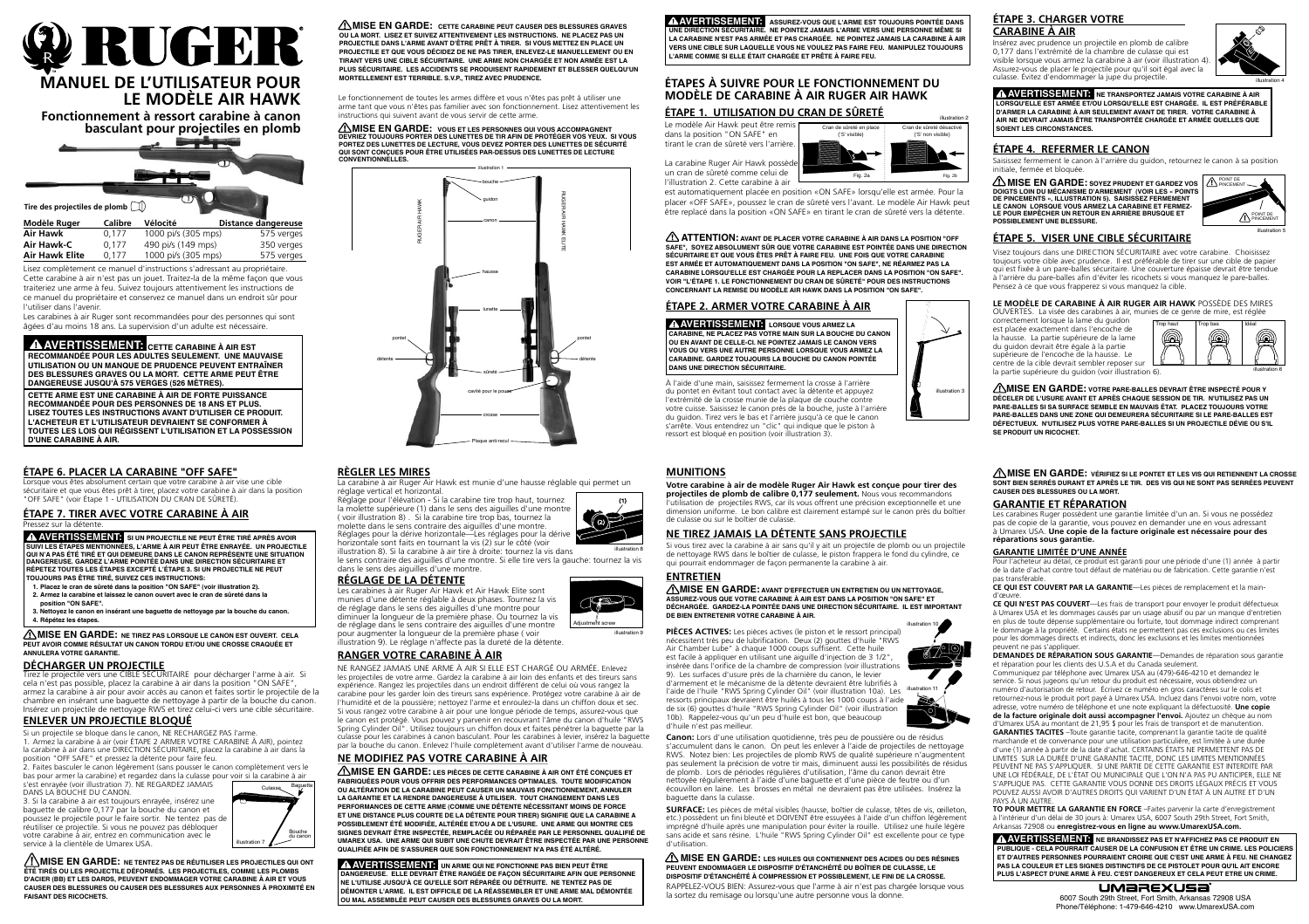# RUGER

# MANUEL DE L'UTILISATEUR POUR LE MODÈLE AIR HAWK

**Fonctionnement à ressort carabine à canon basculant pour projectiles en plomb**

Tire des projectiles de plomb

| Modèle Ruger | Calibre | Vélocité | Distance dangereuse |
|---|---|---|---|
| Air Hawk | 0,177 | 1000 pi/s (305 mps) | 575 verges |
| Air Hawk-C | 0,177 | 490 pi/s (149 mps) | 350 verges |
| Air Hawk Elite | 0,177 | 1000 pi/s (305 mps) | 575 verges |

Lisez complètement ce manuel d'instructions s'adressant au propriétaire. Cette carabine à air n'est pas un jouet. Traitez-la de la même façon que vous traiteriez une arme à feu. Suivez toujours attentivement les instructions de ce manuel du propriétaire et conservez ce manuel dans un endroit sûr pour l'utiliser dans l'avenir.

Les carabines à air Ruger sont recommandées pour des personnes qui sont âgées d'au moins 18 ans. La supervision d'un adulte est nécessaire.

**⚠ AVERTISSEMENT: CETTE CARABINE À AIR EST RECOMMANDÉE POUR LES ADULTES SEULEMENT. UNE MAUVAISE UTILISATION OU UN MANQUE DE PRUDENCE PEUVENT ENTRAÎNER DES BLESSURES GRAVES OU LA MORT. CETTE ARME PEUT ÊTRE DANGEREUSE JUSQU'À 575 VERGES (526 MÈTRES).**

**CETTE ARME EST UNE CARABINE À AIR DE FORTE PUISSANCE RECOMMANDÉE POUR DES PERSONNES DE 18 ANS ET PLUS. LISEZ TOUTES LES INSTRUCTIONS AVANT D'UTILISER CE PRODUIT. L'ACHETEUR ET L'UTILISATEUR DEVRAIENT SE CONFORMER À TOUTES LES LOIS QUI RÉGISSENT L'UTILISATION ET LA POSSESSION D'UNE CARABINE À AIR.**

**⚠ MISE EN GARDE: CETTE CARABINE PEUT CAUSER DES BLESSURES GRAVES OU LA MORT. LISEZ ET SUIVEZ ATTENTIVEMENT LES INSTRUCTIONS. NE PLACEZ PAS UN PROJECTILE DANS L'ARME AVANT D'ÊTRE PRÊT À TIRER. SI VOUS METTEZ EN PLACE UN PROJECTILE ET QUE VOUS DÉCIDEZ DE NE PAS TIRER, ENLEVEZ-LE MANUELLEMENT OU EN TIRANT VERS UNE CIBLE SÉCURITAIRE. UNE ARME NON CHARGÉE ET NON ARMÉE EST LA PLUS SÉCURITAIRE. LES ACCIDENTS SE PRODUISENT RAPIDEMENT ET BLESSER QUELQU'UN MORTELLEMENT EST TERRIBLE. S.V.P., TIREZ AVEC PRUDENCE.**

Le fonctionnement de toutes les armes diffère et vous n'êtes pas prêt à utiliser une arme tant que vous n'êtes pas familier avec son fonctionnement. Lisez attentivement les instructions qui suivent avant de vous servir de cette arme.

**⚠ MISE EN GARDE: VOUS ET LES PERSONNES QUI VOUS ACCOMPAGNENT DEVRIEZ TOUJOURS PORTER DES LUNETTES DE TIR AFIN DE PROTÉGER VOS YEUX. SI VOUS PORTEZ DES LUNETTES DE LECTURE, VOUS DEVEZ PORTER DES LUNETTES DE SÉCURITÉ QUI SONT CONÇUES POUR ÊTRE UTILISÉES PAR-DESSUS DES LUNETTES DE LECTURE CONVENTIONNELLES.**

illustration 1

RUGER AIR HAWK — RUGER AIR HAWK ELITE

bouche, guidon, canon, hausse, lunette, pontet, détente, sûreté, cavité pour le pouce, crosse, Plaque anti-recul

**⚠ AVERTISSEMENT: ASSUREZ-VOUS QUE L'ARME EST TOUJOURS POINTÉE DANS UNE DIRECTION SÉCURITAIRE. NE POINTEZ JAMAIS L'ARME VERS UNE PERSONNE MÊME SI LA CARABINE N'EST PAS ARMÉE ET PAS CHARGÉE. NE POINTEZ JAMAIS LA CARABINE À AIR VERS UNE CIBLE SUR LAQUELLE VOUS NE VOULEZ PAS FAIRE FEU. MANIPULEZ TOUJOURS L'ARME COMME SI ELLE ÉTAIT CHARGÉE ET PRÊTE À FAIRE FEU.**

## ÉTAPES À SUIVRE POUR LE FONCTIONNEMENT DU MODÈLE DE CARABINE À AIR RUGER AIR HAWK

### ÉTAPE 1. UTILISATION DU CRAN DE SÛRETÉ

Le modèle Air Hawk peut être remis dans la position "ON SAFE" en tirant le cran de sûreté vers l'arrière.

La carabine Ruger Air Hawk possède un cran de sûreté comme celui de l'illustration 2. Cette carabine à air est automatiquement placée en position «ON SAFE» lorsqu'elle est armée. Pour la placer «OFF SAFE», poussez le cran de sûreté vers l'avant. Le modèle Air Hawk peut être replacé dans la position «ON SAFE» en tirant le cran de sûreté vers la détente.

illustration 2 — Cran de sûreté en place ('S' visible) Fig. 2a — Cran de sûreté désactivé ('S' non visible) Fig. 2b

**⚠ ATTENTION: AVANT DE PLACER VOTRE CARABINE À AIR DANS LA POSITION "OFF SAFE", SOYEZ ABSOLUMENT SÛR QUE VOTRE CARABINE EST POINTÉE DANS UNE DIRECTION SÉCURITAIRE ET QUE VOUS ÊTES PRÊT À FAIRE FEU. UNE FOIS QUE VOTRE CARABINE EST ARMÉE ET AUTOMATIQUEMENT DANS LA POSITION "ON SAFE", NE RÉARMEZ PAS LA CARABINE LORSQU'ELLE EST CHARGÉE POUR LA REPLACER DANS LA POSITION "ON SAFE". VOIR "L'ÉTAPE 1. LE FONCTIONNEMENT DU CRAN DE SÛRETÉ" POUR DES INSTRUCTIONS CONCERNANT LA REMISE DU MODÈLE AIR HAWK DANS LA POSITION "ON SAFE".**

### ÉTAPE 2. ARMER VOTRE CARABINE À AIR

**⚠ AVERTISSEMENT: LORSQUE VOUS ARMEZ LA CARABINE, NE PLACEZ PAS VOTRE MAIN SUR LA BOUCHE DU CANON OU EN AVANT DE CELLE-CI. NE POINTEZ JAMAIS LE CANON VERS VOUS OU VERS UNE AUTRE PERSONNE LORSQUE VOUS ARMEZ LA CARABINE. GARDEZ TOUJOURS LA BOUCHE DU CANON POINTÉE DANS UNE DIRECTION SÉCURITAIRE.**

À l'aide d'une main, saisissez fermement la crosse à l'arrière du pontet en évitant tout contact avec la détente et appuyez l'extrémité de la crosse munie de la plaque de couche contre votre cuisse. Saisissez le canon près de la bouche, juste à l'arrière du guidon. Tirez vers le bas et l'arrière jusqu'à ce que le canon s'arrête. Vous entendrez un "clic" qui indique que le piston à ressort est bloqué en position (voir illustration 3).

illustration 3

### ÉTAPE 3. CHARGER VOTRE CARABINE À AIR

Insérez avec prudence un projectile en plomb de calibre 0,177 dans l'extrémité de la chambre de culasse qui est visible lorsque vous armez la carabine à air (voir illustration 4). Assurez-vous de placer le projectile pour qu'il soit égal avec la culasse. Évitez d'endommager la jupe du projectile.

illustration 4

**⚠ AVERTISSEMENT: NE TRANSPORTEZ JAMAIS VOTRE CARABINE À AIR LORSQU'ELLE EST ARMÉE ET/OU LORSQU'ELLE EST CHARGÉE. IL EST PRÉFÉRABLE D'ARMER LA CARABINE À AIR SEULEMENT AVANT DE TIRER. VOTRE CARABINE À AIR NE DEVRAIT JAMAIS ÊTRE TRANSPORTÉE CHARGÉE ET ARMÉE QUELLES QUE SOIENT LES CIRCONSTANCES.**

### ÉTAPE 4. REFERMER LE CANON

Saisissez fermement le canon à l'arrière du guidon, retournez le canon à sa position initiale, fermée et bloquée.

**⚠ MISE EN GARDE: SOYEZ PRUDENT ET GARDEZ VOS DOIGTS LOIN DU MÉCANISME D'ARMEMENT (VOIR LES « POINTS DE PINCEMENTS », ILLUSTRATION 5). SAISISSEZ FERMEMENT LE CANON LORSQUE VOUS ARMEZ LA CARABINE ET FERMEZ-LE POUR EMPÊCHER UN RETOUR EN ARRIÈRE BRUSQUE ET POSSIBLEMENT UNE BLESSURE.**

illustration 5 — POINT DE PINCEMENT

### ÉTAPE 5. VISER UNE CIBLE SÉCURITAIRE

Visez toujours dans une DIRECTION SÉCURITAIRE avec votre carabine. Choisissez toujours votre cible avec prudence. Il est préférable de tirer sur une cible de papier qui est fixée à un pare-balles sécuritaire. Une couverture épaisse devrait être tendue à l'arrière du pare-balles afin d'éviter les ricochets si vous manquez le pare-balles. Pensez à ce que vous frapperez si vous manquez la cible.

**LE MODÈLE DE CARABINE À AIR RUGER AIR HAWK** POSSÈDE DES MIRES OUVERTES. La visée des carabines à air, munies de ce genre de mire, est réglée correctement lorsque la lame du guidon est placée exactement dans l'encoche de la hausse. La partie supérieure de la lame du guidon devrait être égale à la partie supérieure de l'encoche de la hausse. Le centre de la cible devrait sembler reposer sur la partie supérieure du guidon (voir illustration 6).

illustration 6 — Trop haut / Trop bas / Idéal

**⚠ MISE EN GARDE: VOTRE PARE-BALLES DEVRAIT ÊTRE INSPECTÉ POUR Y DÉCELER DE L'USURE AVANT ET APRÈS CHAQUE SESSION DE TIR. N'UTILISEZ PAS UN PARE-BALLES SI SA SURFACE SEMBLE EN MAUVAIS ÉTAT. PLACEZ TOUJOURS VOTRE PARE-BALLES DANS UNE ZONE QUI DEMEURERA SÉCURITAIRE SI LE PARE-BALLES EST DÉFECTUEUX. N'UTILISEZ PLUS VOTRE PARE-BALLES SI UN PROJECTILE DÉVIE OU S'IL SE PRODUIT UN RICOCHET.**

### ÉTAPE 6. PLACER LA CARABINE "OFF SAFE"

Lorsque vous êtes absolument certain que votre carabine à air vise une cible sécuritaire et que vous êtes prêt à tirer, placez votre carabine à air dans la position "OFF SAFE" (voir Étape 1 - UTILISATION DU CRAN DE SÛRETÉ).

### ÉTAPE 7. TIRER AVEC VOTRE CARABINE À AIR

Pressez sur la détente.

**⚠ AVERTISSEMENT: SI UN PROJECTILE NE PEUT ÊTRE TIRÉ APRÈS AVOIR SUIVI LES ÉTAPES MENTIONNÉES, L'ARME À AIR PEUT ÊTRE ENRAYÉE. UN PROJECTILE QUI N'A PAS ÉTÉ TIRÉ ET QUI DEMEURE DANS LE CANON REPRÉSENTE UNE SITUATION DANGEREUSE. GARDEZ L'ARME POINTÉE DANS UNE DIRECTION SÉCURITAIRE ET RÉPÉTEZ TOUTES LES ÉTAPES EXCEPTÉ L'ÉTAPE 3. SI UN PROJECTILE NE PEUT TOUJOURS PAS ÊTRE TIRÉ, SUIVEZ CES INSTRUCTIONS:**

1. **Placez le cran de sûreté dans la position "ON SAFE" (voir illustration 2).**
2. **Armez la carabine et laissez le canon ouvert avec le cran de sûreté dans la position "ON SAFE".**
3. **Nettoyez le canon en insérant une baguette de nettoyage par la bouche du canon.**
4. **Répétez les étapes.**

**⚠ MISE EN GARDE: NE TIREZ PAS LORSQUE LE CANON EST OUVERT. CELA PEUT AVOIR COMME RÉSULTAT UN CANON TORDU ET/OU UNE CROSSE CRAQUÉE ET ANNULERA VOTRE GARANTIE.**

### DÉCHARGER UN PROJECTILE

Tirez le projectile vers une CIBLE SÉCURITAIRE pour décharger l'arme à air. Si cela n'est pas possible, placez la carabine à air dans la position "ON SAFE", armez la carabine à air pour avoir accès au canon et faites sortir le projectile de la chambre en insérant une baguette de nettoyage à partir de la bouche du canon. Insérez un projectile de nettoyage RWS et tirez celui-ci vers une cible sécuritaire.

### ENLEVER UN PROJECTILE BLOQUÉ

Si un projectile se bloque dans le canon, NE RECHARGEZ PAS l'arme.

1. Armez la carabine à air (voir ÉTAPE 2 ARMER VOTRE CARABINE À AIR), pointez la carabine à air dans une DIRECTION SÉCURITAIRE, placez la carabine à air dans la position "OFF SAFE" et pressez la détente pour faire feu.
2. Faites basculer le canon légèrement (sans pousser le canon complètement vers le bas pour armer la carabine) et regardez dans la culasse pour voir si la carabine à air s'est enrayée (voir illustration 7). NE REGARDEZ JAMAIS DANS LA BOUCHE DU CANON.
3. Si la carabine à air est toujours enrayée, insérez une baguette de calibre 0,177 par la bouche du canon et poussez le projectile pour le faire sortir. Ne tentez pas de réutiliser ce projectile. Si vous ne pouvez pas débloquer votre carabine à air, entrez en communication avec le service à la clientèle de Umarex USA.

illustration 7 — Culasse, Baguette, Bouche du canon

**⚠ MISE EN GARDE: NE TENTEZ PAS DE RÉUTILISER LES PROJECTILES QUI ONT ÉTÉ TIRÉS OU LES PROJECTILES DÉFORMÉS. LES PROJECTILES, COMME LES PLOMBS D'ACIER (BB) ET LES DARDS, PEUVENT ENDOMMAGER VOTRE CARABINE À AIR ET PEUVENT CAUSER DES BLESSURES OU CAUSER DES BLESSURES AUX PERSONNES À PROXIMITÉ EN FAISANT DES RICOCHETS.**

### RÉGLER LES MIRES

La carabine à air Ruger Air Hawk est munie d'une hausse réglable qui permet un réglage vertical et horizontal.

Réglage pour l'élévation - Si la carabine tire trop haut, tournez la molette supérieure (1) dans le sens des aiguilles d'une montre ( voir illustration 8 ). Si la carabine tire trop bas, tournez la molette dans le sens contraire des aiguilles d'une montre. Réglages pour la dérive horizontale—Les réglages pour la dérive horizontale sont faits en tournant la vis (2) sur le côté (voir illustration 8). Si la carabine à air tire à droite: tournez la vis dans le sens contraire des aiguilles d'une montre. Si elle tire vers la gauche: tournez la vis dans le sens des aiguilles d'une montre.

illustration 8

### RÉGLAGE DE LA DÉTENTE

Les carabines à air Ruger Air Hawk et Air Hawk Elite sont munies d'une détente réglable à deux phases. Tournez la vis de réglage dans le sens des aiguilles d'une montre pour diminuer la longueur de la première phase. Ou tournez la vis de réglage dans le sens contraire des aiguilles d'une montre pour augmenter la longueur de la première phase ( voir illustration 9). Le réglage n'affecte pas la dureté de la détente.

illustration 9 — Adjustment screw

### RANGER VOTRE CARABINE À AIR

NE RANGEZ JAMAIS UNE ARME À AIR SI ELLE EST CHARGÉE OU ARMÉE. Enlevez les projectiles de votre arme. Gardez la carabine à air loin des enfants et des tireurs sans expérience. Rangez les projectiles dans un endroit différent de celui où vous rangez la carabine pour les garder loin des tireurs sans expérience. Protégez votre carabine à air de l'humidité et de la poussière; nettoyez l'arme et enroulez-la dans un chiffon doux et sec. Si vous rangez votre carabine à air pour une longue période de temps, assurez-vous que le canon est protégé. Vous pouvez y parvenir en recouvrant l'âme du canon d'huile "RWS Spring Cylinder Oil". Utilisez toujours un chiffon doux et faites pénétrer la baguette par la culasse pour les carabines à canon basculant. Pour les carabines à levier, insérez la baguette par la bouche du canon. Enlevez l'huile complètement avant d'utiliser l'arme de nouveau.

### NE MODIFIEZ PAS VOTRE CARABINE À AIR

**⚠ MISE EN GARDE: LES PIÈCES DE CETTE CARABINE À AIR ONT ÉTÉ CONÇUES ET FABRIQUÉES POUR VOUS OFFRIR DES PERFORMANCES OPTIMALES. TOUTE MODIFICATION OU ALTÉRATION DE LA CARABINE PEUT CAUSER UN MAUVAIS FONCTIONNEMENT, ANNULER LA GARANTIE ET LA RENDRE DANGEREUSE À UTILISER. TOUT CHANGEMENT DANS LES PERFORMANCES DE CETTE ARME (COMME UNE DÉTENTE NÉCESSITANT MOINS DE FORCE ET UNE DISTANCE PLUS COURTE DE LA DÉTENTE POUR TIRER) SIGNIFIE QUE LA CARABINE A POSSIBLEMENT ÉTÉ MODIFIÉE, ALTÉRÉE ET/OU A DE L'USURE. UNE ARME QUI MONTRE CES SIGNES DEVRAIT ÊTRE INSPECTÉE, REMPLACÉE OU RÉPARÉE PAR LE PERSONNEL QUALIFIÉ DE UMAREX USA. UNE ARME QUI SUBIT UNE CHUTE DEVRAIT ÊTRE INSPECTÉE PAR UNE PERSONNE QUALIFIÉE AFIN DE S'ASSURER QUE SON FONCTIONNEMENT N'A PAS ÉTÉ ALTÉRÉ.**

**⚠ AVERTISSEMENT: UN ARME QUI NE FONCTIONNE PAS BIEN PEUT ÊTRE DANGEREUSE. ELLE DEVRAIT ÊTRE RANGÉE DE FAÇON SÉCURITAIRE AFIN QUE PERSONNE NE L'UTILISE JUSQU'À CE QU'ELLE SOIT RÉPARÉE OU DÉTRUITE. NE TENTEZ PAS DE DÉMONTER L'ARME. IL EST DIFFICILE DE LA RÉASSEMBLER ET UNE ARME MAL DÉMONTÉE OU MAL ASSEMBLÉE PEUT CAUSER DES BLESSURES GRAVES OU LA MORT.**

### MUNITIONS

**Votre carabine à air de modèle Ruger Air Hawk est conçue pour tirer des projectiles de plomb de calibre 0,177 seulement.** Nous vous recommandons l'utilisation de projectiles RWS, car ils vous offrent une précision exceptionnelle et une dimension uniforme. Le bon calibre est clairement estampé sur le canon près du boîtier de culasse ou sur le boîtier de culasse.

### NE TIREZ JAMAIS LA DÉTENTE SANS PROJECTILE

Si vous tirez avec la carabine à air sans qu'il y ait un projectile de plomb ou un projectile de nettoyage RWS dans le boîtier de culasse, le piston frappera le fond du cylindre, ce qui pourrait endommager de façon permanente la carabine à air.

### ENTRETIEN

**⚠ MISE EN GARDE: AVANT D'EFFECTUER UN ENTRETIEN OU UN NETTOYAGE, ASSUREZ-VOUS QUE VOTRE CARABINE À AIR EST DANS LA POSITION "ON SAFE" ET DÉCHARGÉE. GARDEZ-LA POINTÉE DANS UNE DIRECTION SÉCURITAIRE. IL EST IMPORTANT DE BIEN ENTRETENIR VOTRE CARABINE À AIR.**

**PIÈCES ACTIVES:** Les pièces actives (le piston et le ressort principal) nécessitent très peu de lubrification. Deux (2) gouttes d'huile "RWS Air Chamber Lube" à chaque 1000 coups suffisent. Cette huile est facile à appliquer en utilisant une aiguille d'injection de 3 1/2", insérée dans l'orifice de la chambre de compression (voir illustrations 9). Les surfaces d'usure près de la charnière du canon, le levier d'armement et le mécanisme de la détente devraient être lubrifiés à l'aide de l'huile "RWS Spring Cylinder Oil" (voir illustration 10a). Les ressorts principaux devraient être huilés à tous les 1000 coups à l'aide de six (6) gouttes d'huile "RWS Spring Cylinder Oil" (voir illustration 10b). Rappelez-vous qu'un peu d'huile est bon, que beaucoup d'huile n'est pas meilleur.

illustration 10 — illustration 11

**Canon:** Lors d'une utilisation quotidienne, très peu de poussière ou de résidus s'accumulent dans le canon. On peut les enlever à l'aide de projectiles de nettoyage RWS. Notez bien: Les projectiles de plomb RWS de qualité supérieure n'augmentent pas seulement la précision de votre tir mais, diminuent aussi les possibilités de résidus de plomb. Lors de périodes régulières d'utilisation, l'âme du canon devrait être nettoyée régulièrement à l'aide d'une baguette et d'une pièce de feutre ou d'un écouvillon en laine. Les brosses en métal ne devraient pas être utilisées. Insérez la baguette dans la culasse.

**SURFACE:** Les pièces de métal visibles (hausse, boîtier de culasse, têtes de vis, œilleton, etc.) possèdent un fini bleui et DEVRAIENT être essuyées à l'aide d'un chiffon légèrement imprégné d'huile après une manipulation pour éviter la rouille. Utilisez une huile légère sans acide et sans résine. L'huile "RWS Spring Cylinder Oil" est excellente pour ce type d'utilisation.

**⚠ MISE EN GARDE: LES HUILES QUI CONTIENNENT DES ACIDES OU DES RÉSINES PEUVENT ENDOMMAGER LE DISPOSITIF D'ÉTANCHÉITÉ DU BOÎTIER DE CULASSE, LE DISPOSITIF D'ÉTANCHÉITÉ À COMPRESSION ET POSSIBLEMENT, LE FINI DE LA CROSSE.**

RAPPELEZ-VOUS BIEN: Assurez-vous que l'arme à air n'est pas chargée lorsque vous la sortez du remisage ou lorsqu'une autre personne vous la donne.

**⚠ MISE EN GARDE: VÉRIFIEZ SI LE PONTET ET LES VIS QUI RETIENNENT LA CROSSE SONT BIEN SERRÉS DURANT ET APRÈS LE TIR. DES VIS QUI NE SONT PAS SERRÉES PEUVENT CAUSER DES BLESSURES OU LA MORT.**

### GARANTIE ET RÉPARATION

Les carabines Ruger possèdent une garantie limitée d'un an. Si vous ne possédez pas de copie de la garantie, vous pouvez en demander une en vous adressant à Umarex USA. **Une copie de la facture originale est nécessaire pour des réparations sous garantie.**

**GARANTIE LIMITÉE D'UNE ANNÉE**

Pour l'acheteur au détail, ce produit est garanti pour une période d'une (1) année à partir de la date d'achat contre tout défaut de matériau ou de fabrication. Cette garantie n'est pas transférable.

**CE QUI EST COUVERT PAR LA GARANTIE**—Les pièces de remplacement et la main-d'œuvre.

**CE QUI N'EST PAS COUVERT**—Les frais de transport pour envoyer le produit défectueux à Umarex USA et les dommages causés par un usage abusif ou par un manque d'entretien en plus de toute dépense supplémentaire ou fortuite, tout dommage indirect comprenant le dommage à la propriété. Certains états ne permettent pas les exclusions ou ces limites pour les dommages directs et indirects, donc les exclusions et les limites mentionnées peuvent ne pas s'appliquer.

**DEMANDES DE RÉPARATION SOUS GARANTIE**—Demandes de réparation sous garantie et réparation pour les clients des U.S.A et du Canada seulement.

Communiquez par téléphone avec Umarex USA au (479)-646-4210 et demandez le service. Si nous jugeons qu'un retour du produit est nécessaire, vous obtiendrez un numéro d'autorisation de retour. Écrivez ce numéro en gros caractères sur le colis et retournez-nous le produit port payé à Umarex USA. Incluez dans l'envoi votre nom, votre adresse, votre numéro de téléphone et une note expliquant la défectuosité. **Une copie de la facture originale doit aussi accompagner l'envoi.** Ajoutez un chèque au nom d'Umarex USA au montant de 21,95 $ pour les frais de transport et de manutention. **GARANTIES TACITES** –Toute garantie tacite, comprenant la garantie tacite de qualité marchande et de convenance pour une utilisation particulière, est limitée à une durée d'une (1) année à partir de la date d'achat. CERTAINS ÉTATS NE PERMETTENT PAS DE LIMITES SUR LA DURÉE D'UNE GARANTIE TACITE, DONC LES LIMITES MENTIONNÉES PEUVENT NE PAS S'APPLIQUER. SI UNE PARTIE DE CETTE GARANTIE EST INTERDITE PAR UNE LOI FÉDÉRALE, DE L'ÉTAT OU MUNICIPALE QUE L'ON N'A PAS PU ANTICIPER, ELLE NE S'APPLIQUE PAS. CETTE GARANTIE VOUS DONNE DES DROITS LÉGAUX PRÉCIS ET VOUS POUVEZ AUSSI AVOIR D'AUTRES DROITS QUI VARIENT D'UN ÉTAT À UN AUTRE ET D'UN PAYS À UN AUTRE.

**TO POUR METTRE LA GARANTIE EN FORCE** –Faites parvenir la carte d'enregistrement à l'intérieur d'un délai de 30 jours à: Umarex USA, 6007 South 29th Street, Fort Smith, Arkansas 72908 ou **enregistrez-vous en ligne au www.UmarexUSA.com.**

**⚠ AVERTISSEMENT: NE BRANDISSEZ PAS ET N'AFFICHEZ PAS CE PRODUIT EN PUBLIQUE - CELA POURRAIT CAUSER DE LA CONFUSION ET ÊTRE UN CRIME. LES POLICIERS ET D'AUTRES PERSONNES POURRAIENT CROIRE QUE C'EST UNE ARME À FEU. NE CHANGEZ PAS LA COULEUR ET LES SIGNES DISTINCTIFS DE CE PISTOLET POUR QU'IL AIT ENCORE PLUS L'ASPECT D'UNE ARME À FEU. C'EST DANGEREUX ET CELA PEUT ÊTRE UN CRIME.**

UMAREX USA
6007 South 29th Street, Fort Smith, Arkansas 72908 USA
Phone/Téléphone: 1-479-646-4210 www.UmarexUSA.com